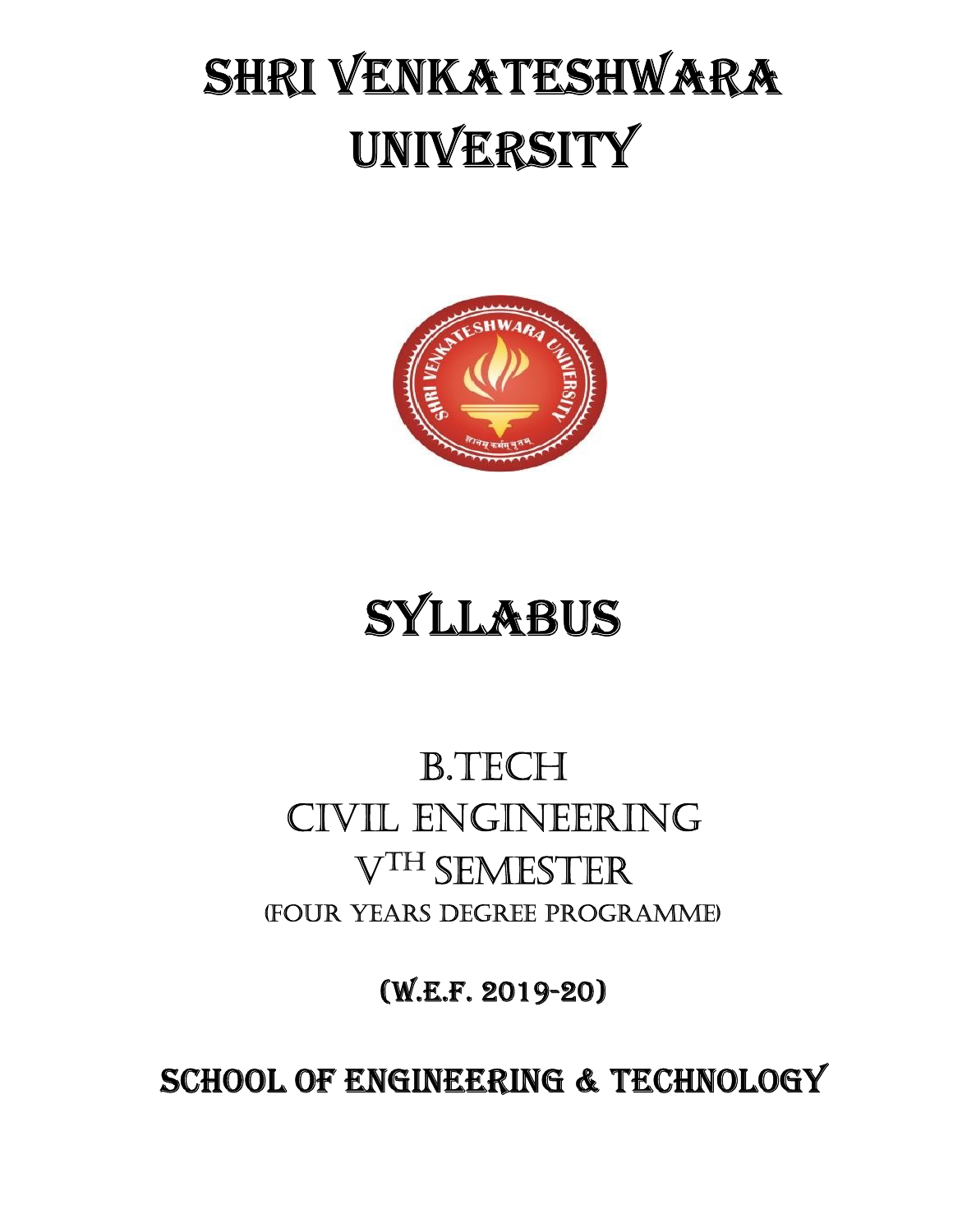# SHRI VENKATESHWARA UNIVERSITY

# SYLLABUS

## B.TECH
## CIVIL ENGINEERING
## V$^{TH}$ SEMESTER

(FOUR YEARS DEGREE PROGRAMME)

**(W.E.F. 2019-20)**

## SCHOOL OF ENGINEERING & TECHNOLOGY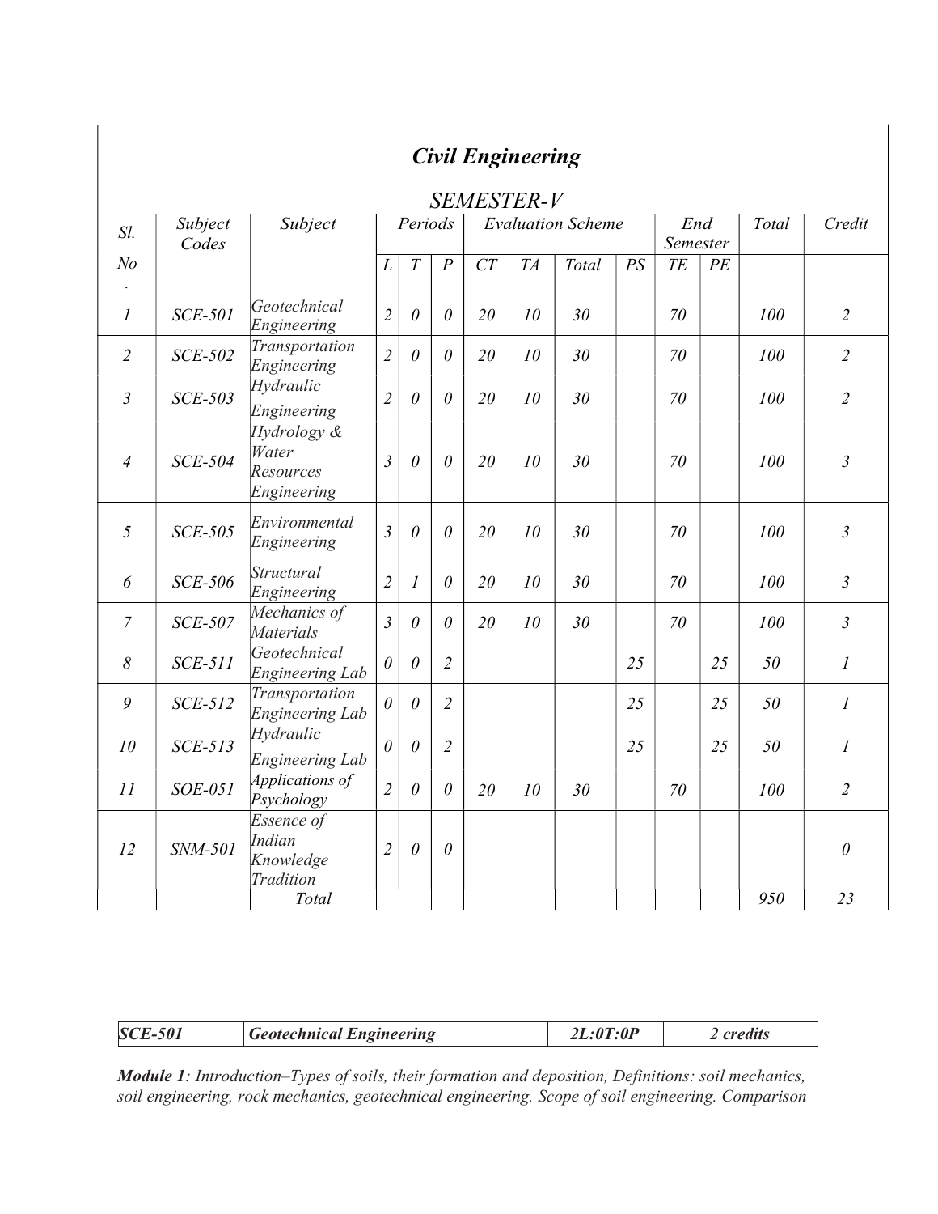# *Civil Engineering*

## *SEMESTER-V*

| Sl. No. | Subject Codes | Subject | Periods | | | Evaluation Scheme | | | | End Semester | | Total | Credit |
|---|---|---|---|---|---|---|---|---|---|---|---|---|---|
| | | | L | T | P | CT | TA | Total | PS | TE | PE | | |
| 1 | SCE-501 | Geotechnical Engineering | 2 | 0 | 0 | 20 | 10 | 30 | | 70 | | 100 | 2 |
| 2 | SCE-502 | Transportation Engineering | 2 | 0 | 0 | 20 | 10 | 30 | | 70 | | 100 | 2 |
| 3 | SCE-503 | Hydraulic Engineering | 2 | 0 | 0 | 20 | 10 | 30 | | 70 | | 100 | 2 |
| 4 | SCE-504 | Hydrology & Water Resources Engineering | 3 | 0 | 0 | 20 | 10 | 30 | | 70 | | 100 | 3 |
| 5 | SCE-505 | Environmental Engineering | 3 | 0 | 0 | 20 | 10 | 30 | | 70 | | 100 | 3 |
| 6 | SCE-506 | Structural Engineering | 2 | 1 | 0 | 20 | 10 | 30 | | 70 | | 100 | 3 |
| 7 | SCE-507 | Mechanics of Materials | 3 | 0 | 0 | 20 | 10 | 30 | | 70 | | 100 | 3 |
| 8 | SCE-511 | Geotechnical Engineering Lab | 0 | 0 | 2 | | | | 25 | | 25 | 50 | 1 |
| 9 | SCE-512 | Transportation Engineering Lab | 0 | 0 | 2 | | | | 25 | | 25 | 50 | 1 |
| 10 | SCE-513 | Hydraulic Engineering Lab | 0 | 0 | 2 | | | | 25 | | 25 | 50 | 1 |
| 11 | SOE-051 | Applications of Psychology | 2 | 0 | 0 | 20 | 10 | 30 | | 70 | | 100 | 2 |
| 12 | SNM-501 | Essence of Indian Knowledge Tradition | 2 | 0 | 0 | | | | | | | | 0 |
| | | Total | | | | | | | | | | 950 | 23 |

| **SCE-501** | **Geotechnical Engineering** | **2L:0T:0P** | **2 credits** |
|---|---|---|---|

***Module 1****: Introduction–Types of soils, their formation and deposition, Definitions: soil mechanics, soil engineering, rock mechanics, geotechnical engineering. Scope of soil engineering. Comparison*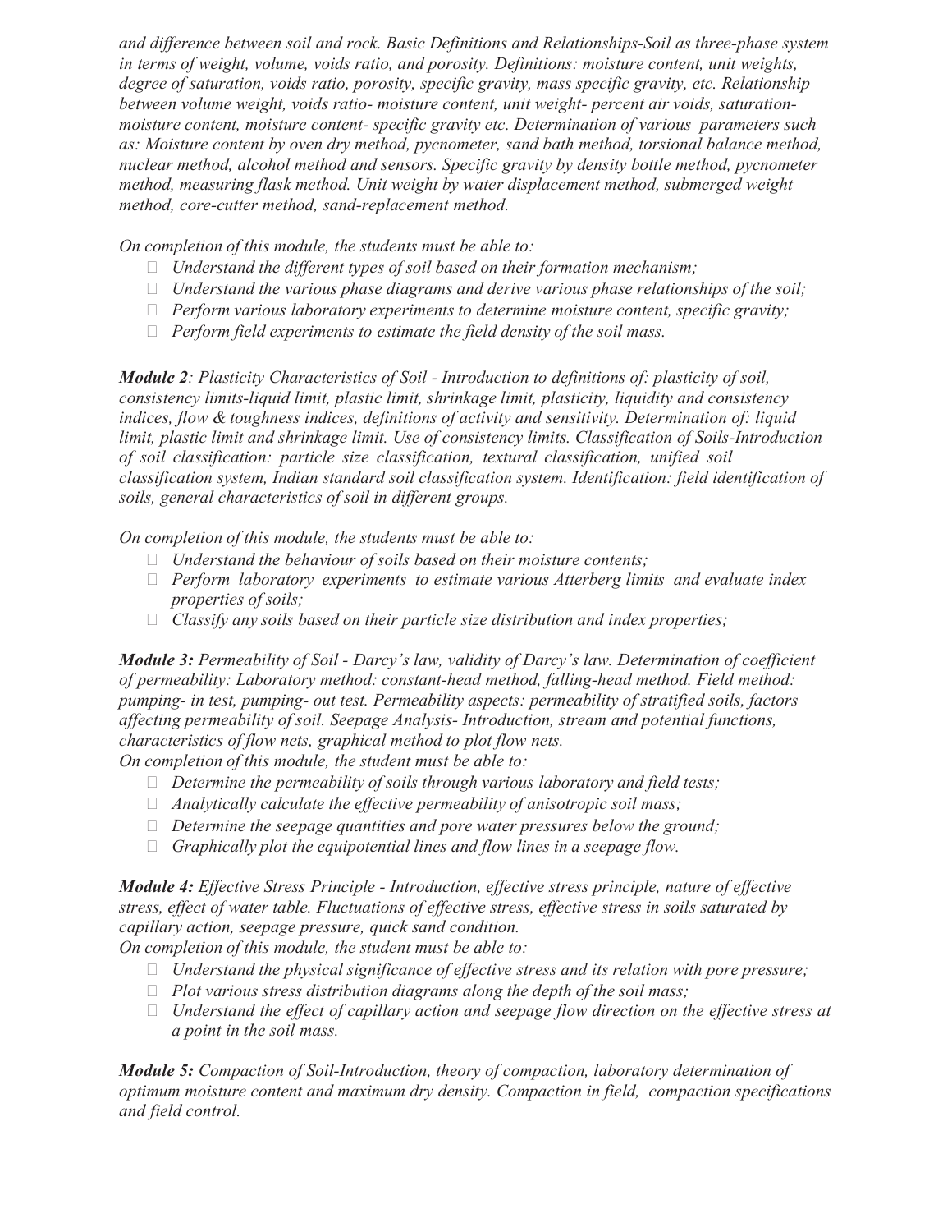*and difference between soil and rock. Basic Definitions and Relationships-Soil as three-phase system in terms of weight, volume, voids ratio, and porosity. Definitions: moisture content, unit weights, degree of saturation, voids ratio, porosity, specific gravity, mass specific gravity, etc. Relationship between volume weight, voids ratio- moisture content, unit weight- percent air voids, saturation-moisture content, moisture content- specific gravity etc. Determination of various parameters such as: Moisture content by oven dry method, pycnometer, sand bath method, torsional balance method, nuclear method, alcohol method and sensors. Specific gravity by density bottle method, pycnometer method, measuring flask method. Unit weight by water displacement method, submerged weight method, core-cutter method, sand-replacement method.*

*On completion of this module, the students must be able to:*

- *Understand the different types of soil based on their formation mechanism;*
- *Understand the various phase diagrams and derive various phase relationships of the soil;*
- *Perform various laboratory experiments to determine moisture content, specific gravity;*
- *Perform field experiments to estimate the field density of the soil mass.*

***Module 2****: Plasticity Characteristics of Soil - Introduction to definitions of: plasticity of soil, consistency limits-liquid limit, plastic limit, shrinkage limit, plasticity, liquidity and consistency indices, flow & toughness indices, definitions of activity and sensitivity. Determination of: liquid limit, plastic limit and shrinkage limit. Use of consistency limits. Classification of Soils-Introduction of soil classification: particle size classification, textural classification, unified soil classification system, Indian standard soil classification system. Identification: field identification of soils, general characteristics of soil in different groups.*

*On completion of this module, the students must be able to:*

- *Understand the behaviour of soils based on their moisture contents;*
- *Perform laboratory experiments to estimate various Atterberg limits and evaluate index properties of soils;*
- *Classify any soils based on their particle size distribution and index properties;*

***Module 3:*** *Permeability of Soil - Darcy's law, validity of Darcy's law. Determination of coefficient of permeability: Laboratory method: constant-head method, falling-head method. Field method: pumping- in test, pumping- out test. Permeability aspects: permeability of stratified soils, factors affecting permeability of soil. Seepage Analysis- Introduction, stream and potential functions, characteristics of flow nets, graphical method to plot flow nets.*

*On completion of this module, the student must be able to:*

- *Determine the permeability of soils through various laboratory and field tests;*
- *Analytically calculate the effective permeability of anisotropic soil mass;*
- *Determine the seepage quantities and pore water pressures below the ground;*
- *Graphically plot the equipotential lines and flow lines in a seepage flow.*

***Module 4:*** *Effective Stress Principle - Introduction, effective stress principle, nature of effective stress, effect of water table. Fluctuations of effective stress, effective stress in soils saturated by capillary action, seepage pressure, quick sand condition.*

*On completion of this module, the student must be able to:*

- *Understand the physical significance of effective stress and its relation with pore pressure;*
- *Plot various stress distribution diagrams along the depth of the soil mass;*
- *Understand the effect of capillary action and seepage flow direction on the effective stress at a point in the soil mass.*

***Module 5:*** *Compaction of Soil-Introduction, theory of compaction, laboratory determination of optimum moisture content and maximum dry density. Compaction in field, compaction specifications and field control.*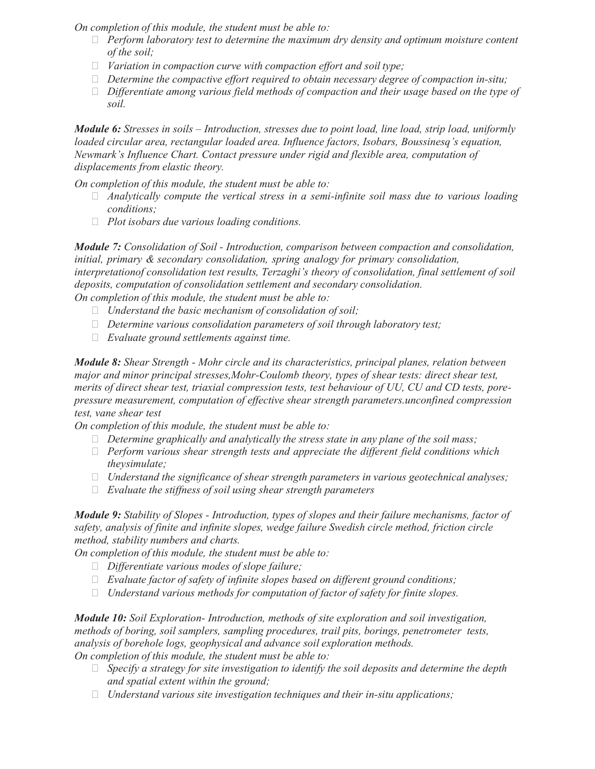*On completion of this module, the student must be able to:*

- *Perform laboratory test to determine the maximum dry density and optimum moisture content of the soil;*
- *Variation in compaction curve with compaction effort and soil type;*
- *Determine the compactive effort required to obtain necessary degree of compaction in-situ;*
- *Differentiate among various field methods of compaction and their usage based on the type of soil.*

***Module 6:*** *Stresses in soils – Introduction, stresses due to point load, line load, strip load, uniformly loaded circular area, rectangular loaded area. Influence factors, Isobars, Boussinesq's equation, Newmark's Influence Chart. Contact pressure under rigid and flexible area, computation of displacements from elastic theory.*

*On completion of this module, the student must be able to:*

- *Analytically compute the vertical stress in a semi-infinite soil mass due to various loading conditions;*
- *Plot isobars due various loading conditions.*

***Module 7:*** *Consolidation of Soil - Introduction, comparison between compaction and consolidation, initial, primary & secondary consolidation, spring analogy for primary consolidation, interpretationof consolidation test results, Terzaghi's theory of consolidation, final settlement of soil deposits, computation of consolidation settlement and secondary consolidation.*

*On completion of this module, the student must be able to:*

- *Understand the basic mechanism of consolidation of soil;*
- *Determine various consolidation parameters of soil through laboratory test;*
- *Evaluate ground settlements against time.*

***Module 8:*** *Shear Strength - Mohr circle and its characteristics, principal planes, relation between major and minor principal stresses,Mohr-Coulomb theory, types of shear tests: direct shear test, merits of direct shear test, triaxial compression tests, test behaviour of UU, CU and CD tests, pore-pressure measurement, computation of effective shear strength parameters.unconfined compression test, vane shear test*

*On completion of this module, the student must be able to:*

- *Determine graphically and analytically the stress state in any plane of the soil mass;*
- *Perform various shear strength tests and appreciate the different field conditions which theysimulate;*
- *Understand the significance of shear strength parameters in various geotechnical analyses;*
- *Evaluate the stiffness of soil using shear strength parameters*

***Module 9:*** *Stability of Slopes - Introduction, types of slopes and their failure mechanisms, factor of safety, analysis of finite and infinite slopes, wedge failure Swedish circle method, friction circle method, stability numbers and charts.*

*On completion of this module, the student must be able to:*

- *Differentiate various modes of slope failure;*
- *Evaluate factor of safety of infinite slopes based on different ground conditions;*
- *Understand various methods for computation of factor of safety for finite slopes.*

***Module 10:*** *Soil Exploration- Introduction, methods of site exploration and soil investigation, methods of boring, soil samplers, sampling procedures, trail pits, borings, penetrometer tests, analysis of borehole logs, geophysical and advance soil exploration methods.*

*On completion of this module, the student must be able to:*

- *Specify a strategy for site investigation to identify the soil deposits and determine the depth and spatial extent within the ground;*
- *Understand various site investigation techniques and their in-situ applications;*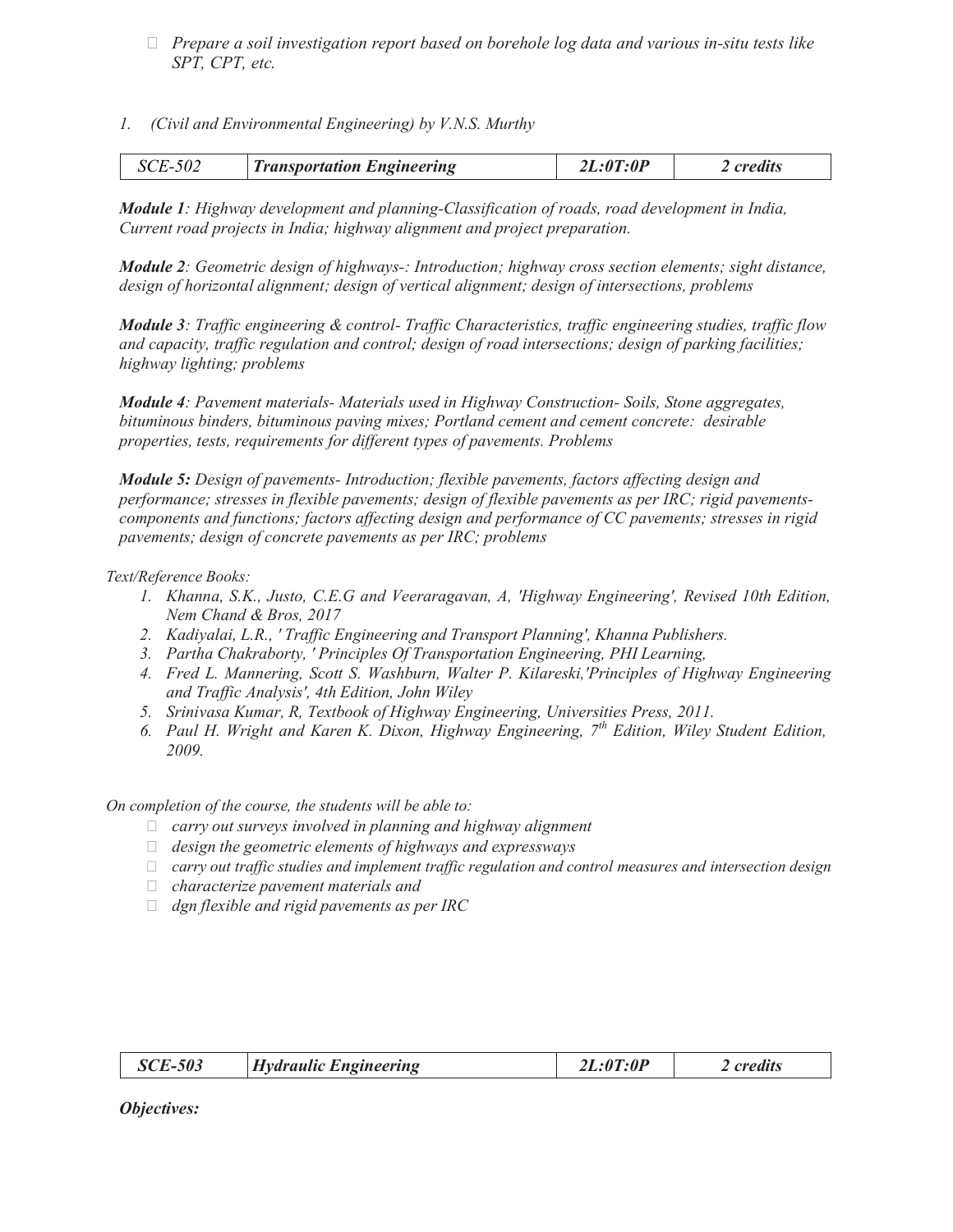- *Prepare a soil investigation report based on borehole log data and various in-situ tests like SPT, CPT, etc.*

1. *(Civil and Environmental Engineering) by V.N.S. Murthy*

| | | | |
|---|---|---|---|
| *SCE-502* | ***Transportation Engineering*** | ***2L:0T:0P*** | ***2 credits*** |

***Module 1**: Highway development and planning-Classification of roads, road development in India, Current road projects in India; highway alignment and project preparation.*

***Module 2**: Geometric design of highways-: Introduction; highway cross section elements; sight distance, design of horizontal alignment; design of vertical alignment; design of intersections, problems*

***Module 3**: Traffic engineering & control- Traffic Characteristics, traffic engineering studies, traffic flow and capacity, traffic regulation and control; design of road intersections; design of parking facilities; highway lighting; problems*

***Module 4**: Pavement materials- Materials used in Highway Construction- Soils, Stone aggregates, bituminous binders, bituminous paving mixes; Portland cement and cement concrete: desirable properties, tests, requirements for different types of pavements. Problems*

***Module 5:** Design of pavements- Introduction; flexible pavements, factors affecting design and performance; stresses in flexible pavements; design of flexible pavements as per IRC; rigid pavements-components and functions; factors affecting design and performance of CC pavements; stresses in rigid pavements; design of concrete pavements as per IRC; problems*

*Text/Reference Books:*

1. *Khanna, S.K., Justo, C.E.G and Veeraragavan, A, 'Highway Engineering', Revised 10th Edition, Nem Chand & Bros, 2017*
2. *Kadiyalai, L.R., ' Traffic Engineering and Transport Planning', Khanna Publishers.*
3. *Partha Chakraborty, ' Principles Of Transportation Engineering, PHI Learning,*
4. *Fred L. Mannering, Scott S. Washburn, Walter P. Kilareski,'Principles of Highway Engineering and Traffic Analysis', 4th Edition, John Wiley*
5. *Srinivasa Kumar, R, Textbook of Highway Engineering, Universities Press, 2011.*
6. *Paul H. Wright and Karen K. Dixon, Highway Engineering, 7th Edition, Wiley Student Edition, 2009.*

*On completion of the course, the students will be able to:*

- *carry out surveys involved in planning and highway alignment*
- *design the geometric elements of highways and expressways*
- *carry out traffic studies and implement traffic regulation and control measures and intersection design*
- *characterize pavement materials and*
- *dgn flexible and rigid pavements as per IRC*

| | | | |
|---|---|---|---|
| ***SCE-503*** | ***Hydraulic Engineering*** | ***2L:0T:0P*** | ***2 credits*** |

***Objectives:***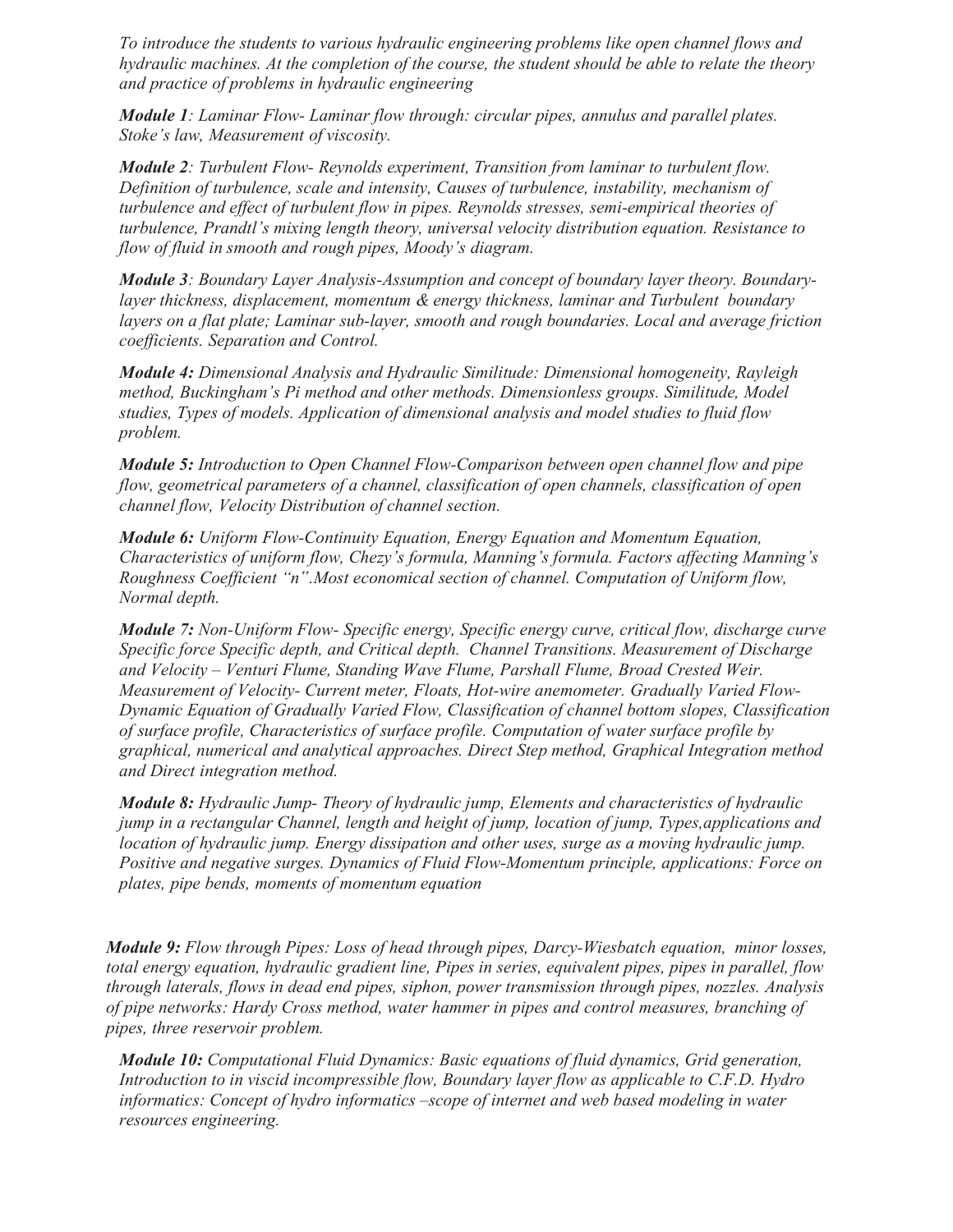*To introduce the students to various hydraulic engineering problems like open channel flows and hydraulic machines. At the completion of the course, the student should be able to relate the theory and practice of problems in hydraulic engineering*

***Module 1****: Laminar Flow- Laminar flow through: circular pipes, annulus and parallel plates. Stoke's law, Measurement of viscosity.*

***Module 2****: Turbulent Flow- Reynolds experiment, Transition from laminar to turbulent flow. Definition of turbulence, scale and intensity, Causes of turbulence, instability, mechanism of turbulence and effect of turbulent flow in pipes. Reynolds stresses, semi-empirical theories of turbulence, Prandtl's mixing length theory, universal velocity distribution equation. Resistance to flow of fluid in smooth and rough pipes, Moody's diagram.*

***Module 3****: Boundary Layer Analysis-Assumption and concept of boundary layer theory. Boundary-layer thickness, displacement, momentum & energy thickness, laminar and Turbulent boundary layers on a flat plate; Laminar sub-layer, smooth and rough boundaries. Local and average friction coefficients. Separation and Control.*

***Module 4:*** *Dimensional Analysis and Hydraulic Similitude: Dimensional homogeneity, Rayleigh method, Buckingham's Pi method and other methods. Dimensionless groups. Similitude, Model studies, Types of models. Application of dimensional analysis and model studies to fluid flow problem.*

***Module 5:*** *Introduction to Open Channel Flow-Comparison between open channel flow and pipe flow, geometrical parameters of a channel, classification of open channels, classification of open channel flow, Velocity Distribution of channel section.*

***Module 6:*** *Uniform Flow-Continuity Equation, Energy Equation and Momentum Equation, Characteristics of uniform flow, Chezy's formula, Manning's formula. Factors affecting Manning's Roughness Coefficient "n".Most economical section of channel. Computation of Uniform flow, Normal depth.*

***Module 7:*** *Non-Uniform Flow- Specific energy, Specific energy curve, critical flow, discharge curve Specific force Specific depth, and Critical depth. Channel Transitions. Measurement of Discharge and Velocity – Venturi Flume, Standing Wave Flume, Parshall Flume, Broad Crested Weir. Measurement of Velocity- Current meter, Floats, Hot-wire anemometer. Gradually Varied Flow-Dynamic Equation of Gradually Varied Flow, Classification of channel bottom slopes, Classification of surface profile, Characteristics of surface profile. Computation of water surface profile by graphical, numerical and analytical approaches. Direct Step method, Graphical Integration method and Direct integration method.*

***Module 8:*** *Hydraulic Jump- Theory of hydraulic jump, Elements and characteristics of hydraulic jump in a rectangular Channel, length and height of jump, location of jump, Types,applications and location of hydraulic jump. Energy dissipation and other uses, surge as a moving hydraulic jump. Positive and negative surges. Dynamics of Fluid Flow-Momentum principle, applications: Force on plates, pipe bends, moments of momentum equation*

***Module 9:*** *Flow through Pipes: Loss of head through pipes, Darcy-Wiesbatch equation, minor losses, total energy equation, hydraulic gradient line, Pipes in series, equivalent pipes, pipes in parallel, flow through laterals, flows in dead end pipes, siphon, power transmission through pipes, nozzles. Analysis of pipe networks: Hardy Cross method, water hammer in pipes and control measures, branching of pipes, three reservoir problem.*

***Module 10:*** *Computational Fluid Dynamics: Basic equations of fluid dynamics, Grid generation, Introduction to in viscid incompressible flow, Boundary layer flow as applicable to C.F.D. Hydro informatics: Concept of hydro informatics –scope of internet and web based modeling in water resources engineering.*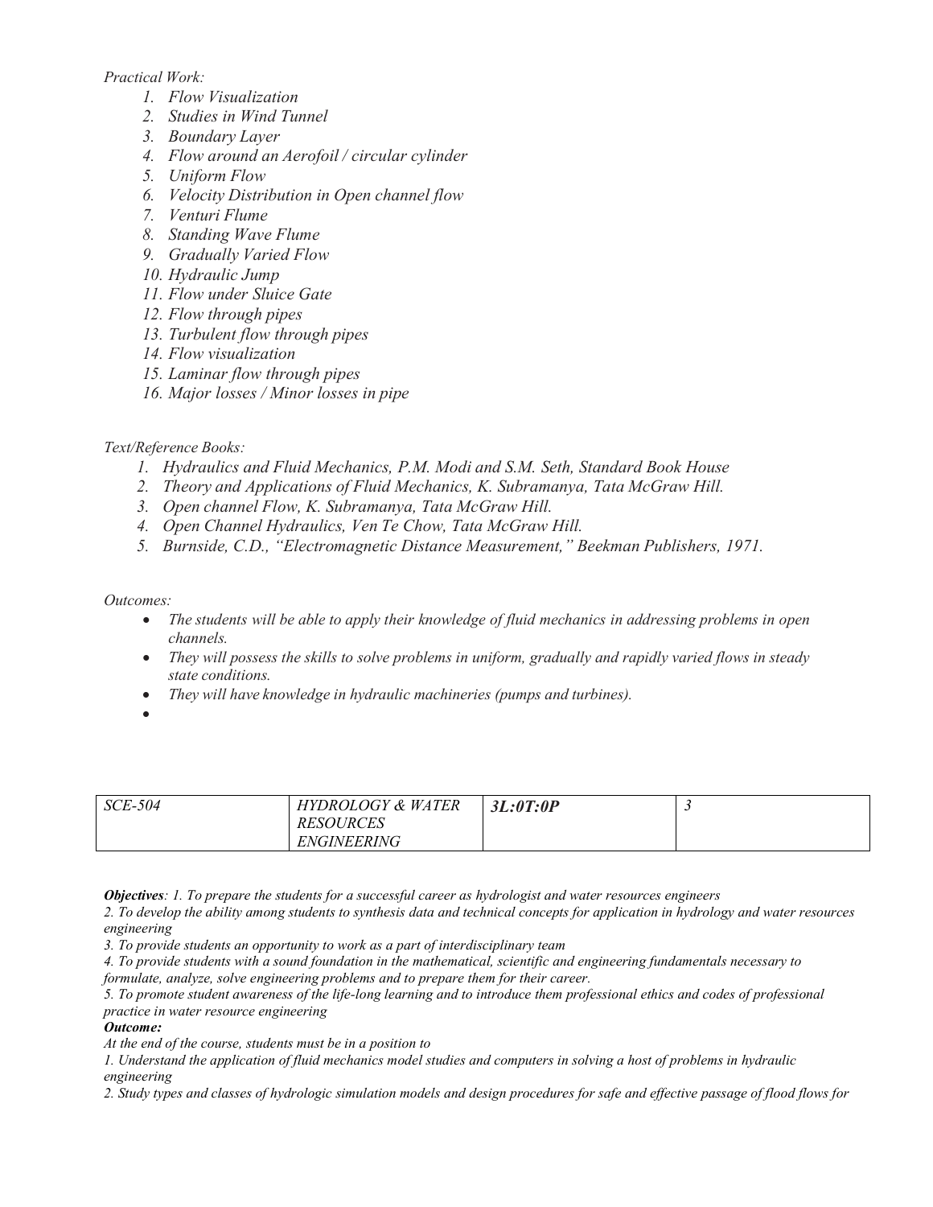*Practical Work:*

1. *Flow Visualization*
2. *Studies in Wind Tunnel*
3. *Boundary Layer*
4. *Flow around an Aerofoil / circular cylinder*
5. *Uniform Flow*
6. *Velocity Distribution in Open channel flow*
7. *Venturi Flume*
8. *Standing Wave Flume*
9. *Gradually Varied Flow*
10. *Hydraulic Jump*
11. *Flow under Sluice Gate*
12. *Flow through pipes*
13. *Turbulent flow through pipes*
14. *Flow visualization*
15. *Laminar flow through pipes*
16. *Major losses / Minor losses in pipe*

*Text/Reference Books:*

1. *Hydraulics and Fluid Mechanics, P.M. Modi and S.M. Seth, Standard Book House*
2. *Theory and Applications of Fluid Mechanics, K. Subramanya, Tata McGraw Hill.*
3. *Open channel Flow, K. Subramanya, Tata McGraw Hill.*
4. *Open Channel Hydraulics, Ven Te Chow, Tata McGraw Hill.*
5. *Burnside, C.D., "Electromagnetic Distance Measurement," Beekman Publishers, 1971.*

*Outcomes:*

- *The students will be able to apply their knowledge of fluid mechanics in addressing problems in open channels.*
- *They will possess the skills to solve problems in uniform, gradually and rapidly varied flows in steady state conditions.*
- *They will have knowledge in hydraulic machineries (pumps and turbines).*
- 

| | | | |
|---|---|---|---|
| *SCE-504* | *HYDROLOGY & WATER RESOURCES ENGINEERING* | ***3L:0T:0P*** | *3* |

***Objectives***: *1. To prepare the students for a successful career as hydrologist and water resources engineers*

*2. To develop the ability among students to synthesis data and technical concepts for application in hydrology and water resources engineering*

*3. To provide students an opportunity to work as a part of interdisciplinary team*

*4. To provide students with a sound foundation in the mathematical, scientific and engineering fundamentals necessary to formulate, analyze, solve engineering problems and to prepare them for their career.*

*5. To promote student awareness of the life-long learning and to introduce them professional ethics and codes of professional practice in water resource engineering*

***Outcome:***

*At the end of the course, students must be in a position to*

*1. Understand the application of fluid mechanics model studies and computers in solving a host of problems in hydraulic engineering*

*2. Study types and classes of hydrologic simulation models and design procedures for safe and effective passage of flood flows for*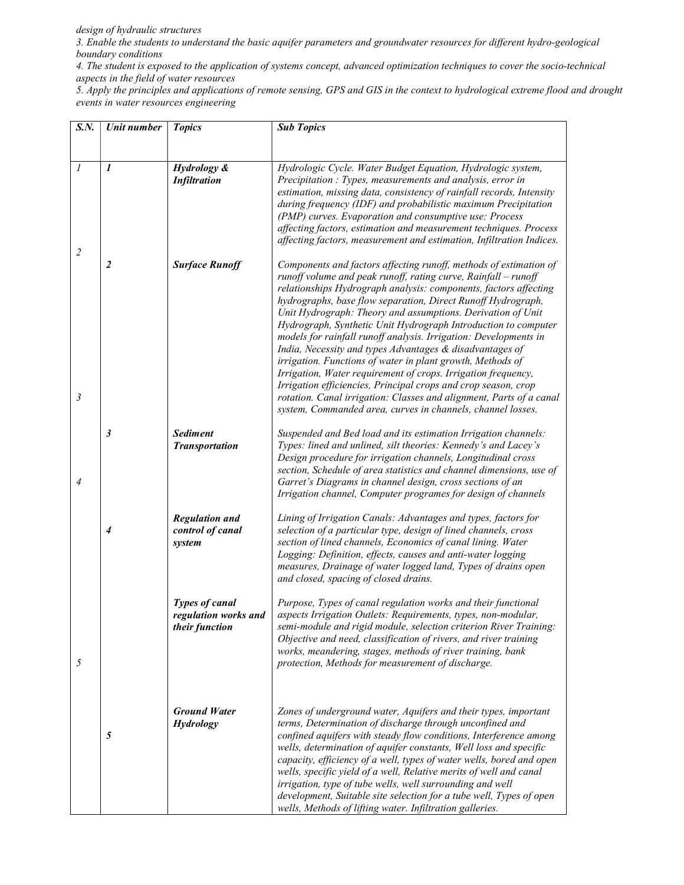*design of hydraulic structures*

*3. Enable the students to understand the basic aquifer parameters and groundwater resources for different hydro-geological boundary conditions*

*4. The student is exposed to the application of systems concept, advanced optimization techniques to cover the socio-technical aspects in the field of water resources*

*5. Apply the principles and applications of remote sensing, GPS and GIS in the context to hydrological extreme flood and drought events in water resources engineering*

| ***S.N.*** | ***Unit number*** | ***Topics*** | ***Sub Topics*** |
|---|---|---|---|
| *1*<br><br>*2* | ***1*** | ***Hydrology & Infiltration*** | *Hydrologic Cycle. Water Budget Equation, Hydrologic system, Precipitation : Types, measurements and analysis, error in estimation, missing data, consistency of rainfall records, Intensity during frequency (IDF) and probabilistic maximum Precipitation (PMP) curves. Evaporation and consumptive use: Process affecting factors, estimation and measurement techniques. Process affecting factors, measurement and estimation, Infiltration Indices.* |
| *3* | ***2*** | ***Surface Runoff*** | *Components and factors affecting runoff, methods of estimation of runoff volume and peak runoff, rating curve, Rainfall – runoff relationships Hydrograph analysis: components, factors affecting hydrographs, base flow separation, Direct Runoff Hydrograph, Unit Hydrograph: Theory and assumptions. Derivation of Unit Hydrograph, Synthetic Unit Hydrograph Introduction to computer models for rainfall runoff analysis. Irrigation: Developments in India, Necessity and types Advantages & disadvantages of irrigation. Functions of water in plant growth, Methods of Irrigation, Water requirement of crops. Irrigation frequency, Irrigation efficiencies, Principal crops and crop season, crop rotation. Canal irrigation: Classes and alignment, Parts of a canal system, Commanded area, curves in channels, channel losses.* |
| *4* | ***3*** | ***Sediment Transportation*** | *Suspended and Bed load and its estimation Irrigation channels: Types: lined and unlined, silt theories: Kennedy's and Lacey's Design procedure for irrigation channels, Longitudinal cross section, Schedule of area statistics and channel dimensions, use of Garret's Diagrams in channel design, cross sections of an Irrigation channel, Computer programes for design of channels* |
| | ***4*** | ***Regulation and control of canal system*** | *Lining of Irrigation Canals: Advantages and types, factors for selection of a particular type, design of lined channels, cross section of lined channels, Economics of canal lining. Water Logging: Definition, effects, causes and anti-water logging measures, Drainage of water logged land, Types of drains open and closed, spacing of closed drains.* |
| *5* | | ***Types of canal regulation works and their function*** | *Purpose, Types of canal regulation works and their functional aspects Irrigation Outlets: Requirements, types, non-modular, semi-module and rigid module, selection criterion River Training: Objective and need, classification of rivers, and river training works, meandering, stages, methods of river training, bank protection, Methods for measurement of discharge.* |
| | ***5*** | ***Ground Water Hydrology*** | *Zones of underground water, Aquifers and their types, important terms, Determination of discharge through unconfined and confined aquifers with steady flow conditions, Interference among wells, determination of aquifer constants, Well loss and specific capacity, efficiency of a well, types of water wells, bored and open wells, specific yield of a well, Relative merits of well and canal irrigation, type of tube wells, well surrounding and well development, Suitable site selection for a tube well, Types of open wells, Methods of lifting water. Infiltration galleries.* |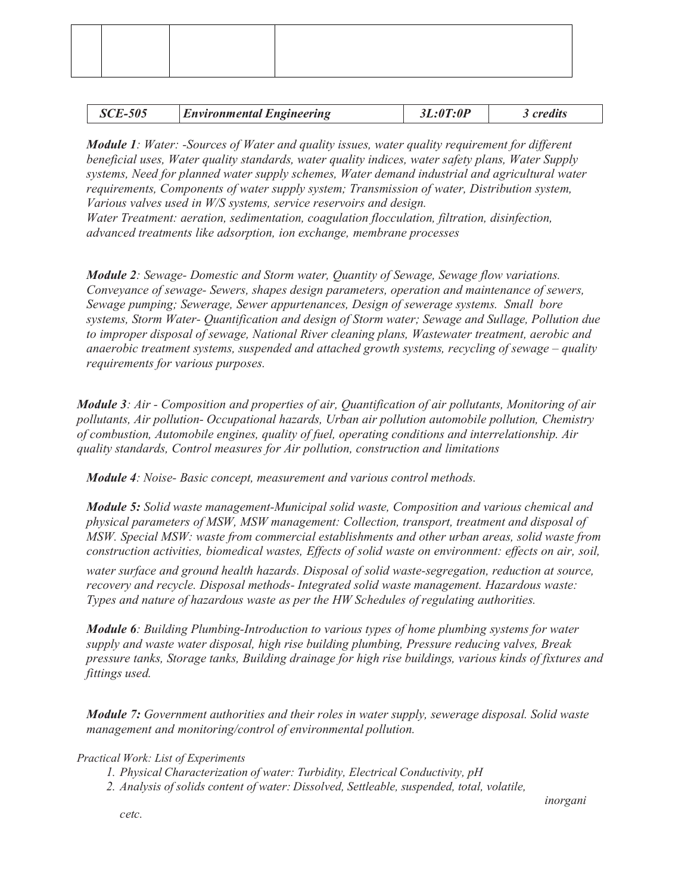| | | |
|---|---|---|
| | | |

| SCE-505 | Environmental Engineering | 3L:0T:0P | 3 credits |
|---|---|---|---|

***Module 1**: Water: -Sources of Water and quality issues, water quality requirement for different beneficial uses, Water quality standards, water quality indices, water safety plans, Water Supply systems, Need for planned water supply schemes, Water demand industrial and agricultural water requirements, Components of water supply system; Transmission of water, Distribution system, Various valves used in W/S systems, service reservoirs and design.*
*Water Treatment: aeration, sedimentation, coagulation flocculation, filtration, disinfection, advanced treatments like adsorption, ion exchange, membrane processes*

***Module 2**: Sewage- Domestic and Storm water, Quantity of Sewage, Sewage flow variations. Conveyance of sewage- Sewers, shapes design parameters, operation and maintenance of sewers, Sewage pumping; Sewerage, Sewer appurtenances, Design of sewerage systems. Small bore systems, Storm Water- Quantification and design of Storm water; Sewage and Sullage, Pollution due to improper disposal of sewage, National River cleaning plans, Wastewater treatment, aerobic and anaerobic treatment systems, suspended and attached growth systems, recycling of sewage – quality requirements for various purposes.*

***Module 3**: Air - Composition and properties of air, Quantification of air pollutants, Monitoring of air pollutants, Air pollution- Occupational hazards, Urban air pollution automobile pollution, Chemistry of combustion, Automobile engines, quality of fuel, operating conditions and interrelationship. Air quality standards, Control measures for Air pollution, construction and limitations*

***Module 4**: Noise- Basic concept, measurement and various control methods.*

***Module 5:** Solid waste management-Municipal solid waste, Composition and various chemical and physical parameters of MSW, MSW management: Collection, transport, treatment and disposal of MSW. Special MSW: waste from commercial establishments and other urban areas, solid waste from construction activities, biomedical wastes, Effects of solid waste on environment: effects on air, soil, water surface and ground health hazards. Disposal of solid waste-segregation, reduction at source, recovery and recycle. Disposal methods- Integrated solid waste management. Hazardous waste: Types and nature of hazardous waste as per the HW Schedules of regulating authorities.*

***Module 6**: Building Plumbing-Introduction to various types of home plumbing systems for water supply and waste water disposal, high rise building plumbing, Pressure reducing valves, Break pressure tanks, Storage tanks, Building drainage for high rise buildings, various kinds of fixtures and fittings used.*

***Module 7:** Government authorities and their roles in water supply, sewerage disposal. Solid waste management and monitoring/control of environmental pollution.*

*Practical Work: List of Experiments*

1. *Physical Characterization of water: Turbidity, Electrical Conductivity, pH*
2. *Analysis of solids content of water: Dissolved, Settleable, suspended, total, volatile, inorgani cetc.*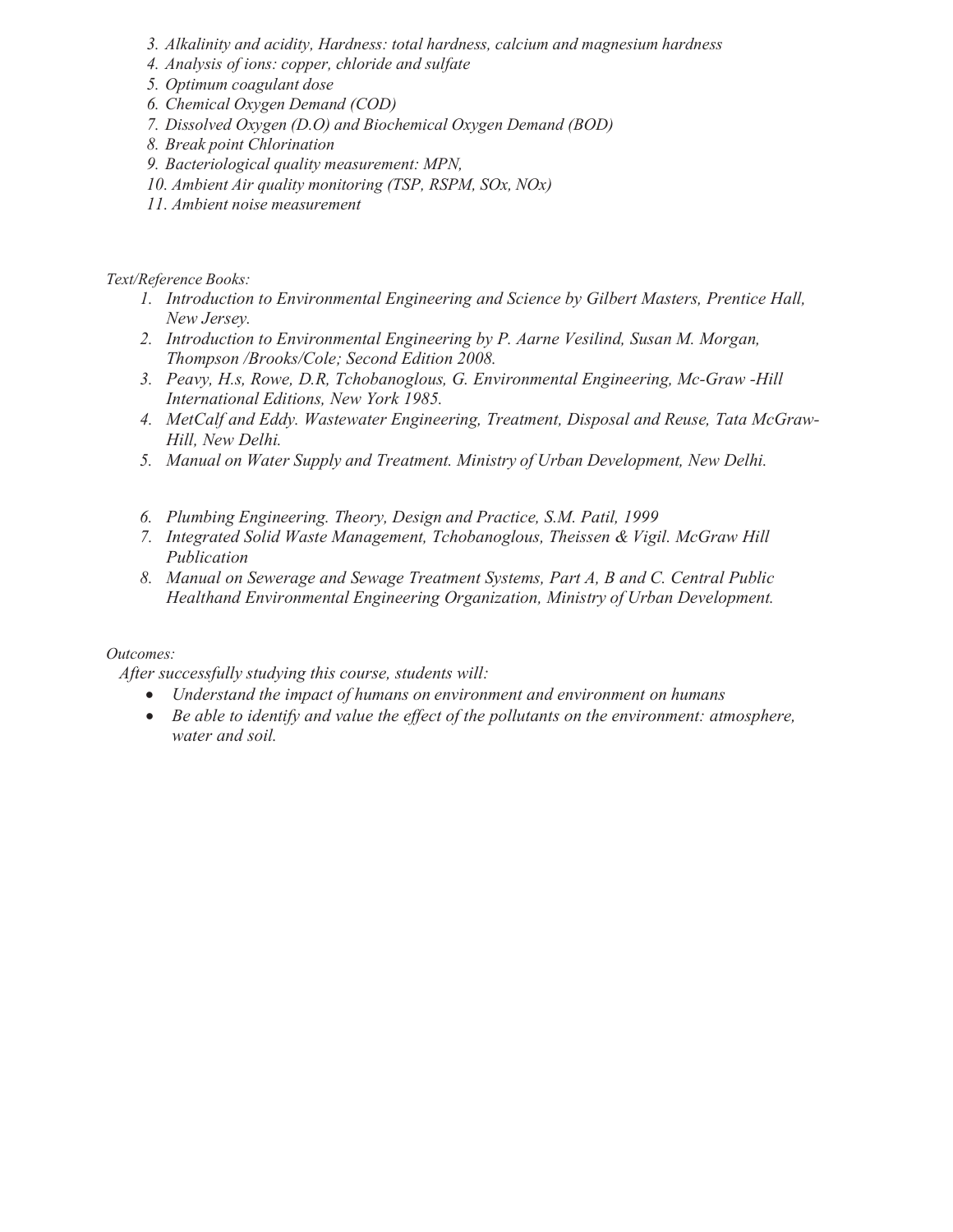3. *Alkalinity and acidity, Hardness: total hardness, calcium and magnesium hardness*
4. *Analysis of ions: copper, chloride and sulfate*
5. *Optimum coagulant dose*
6. *Chemical Oxygen Demand (COD)*
7. *Dissolved Oxygen (D.O) and Biochemical Oxygen Demand (BOD)*
8. *Break point Chlorination*
9. *Bacteriological quality measurement: MPN,*
10. *Ambient Air quality monitoring (TSP, RSPM, SOx, NOx)*
11. *Ambient noise measurement*

*Text/Reference Books:*

1. *Introduction to Environmental Engineering and Science by Gilbert Masters, Prentice Hall, New Jersey.*
2. *Introduction to Environmental Engineering by P. Aarne Vesilind, Susan M. Morgan, Thompson /Brooks/Cole; Second Edition 2008.*
3. *Peavy, H.s, Rowe, D.R, Tchobanoglous, G. Environmental Engineering, Mc-Graw -Hill International Editions, New York 1985.*
4. *MetCalf and Eddy. Wastewater Engineering, Treatment, Disposal and Reuse, Tata McGraw-Hill, New Delhi.*
5. *Manual on Water Supply and Treatment. Ministry of Urban Development, New Delhi.*
6. *Plumbing Engineering. Theory, Design and Practice, S.M. Patil, 1999*
7. *Integrated Solid Waste Management, Tchobanoglous, Theissen & Vigil. McGraw Hill Publication*
8. *Manual on Sewerage and Sewage Treatment Systems, Part A, B and C. Central Public Healthand Environmental Engineering Organization, Ministry of Urban Development.*

*Outcomes:*

*After successfully studying this course, students will:*

- *Understand the impact of humans on environment and environment on humans*
- *Be able to identify and value the effect of the pollutants on the environment: atmosphere, water and soil.*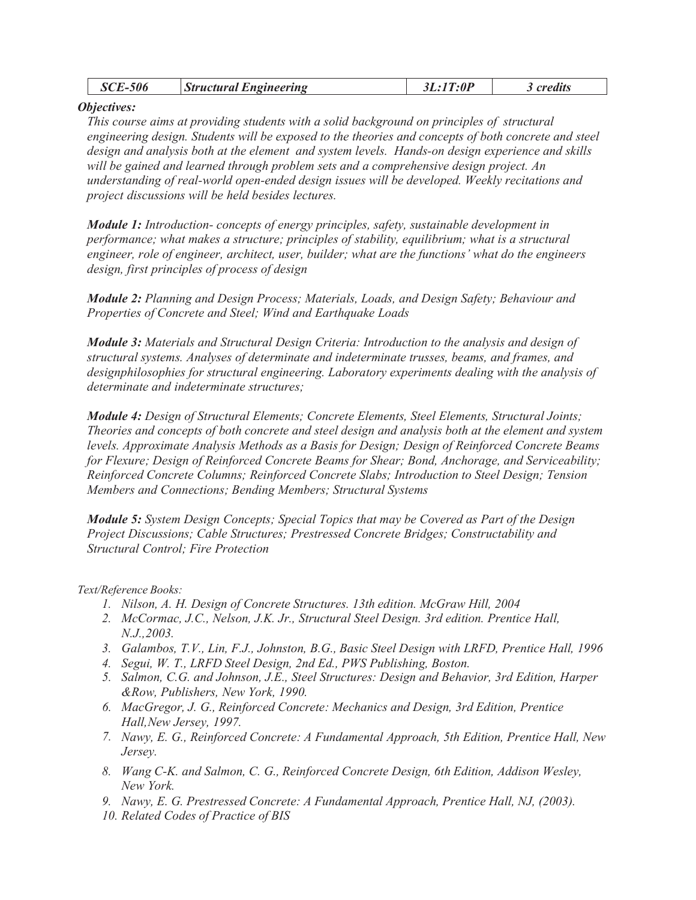| SCE-506 | Structural Engineering | 3L:1T:0P | 3 credits |
|---|---|---|---|

***Objectives:***

*This course aims at providing students with a solid background on principles of structural engineering design. Students will be exposed to the theories and concepts of both concrete and steel design and analysis both at the element and system levels. Hands-on design experience and skills will be gained and learned through problem sets and a comprehensive design project. An understanding of real-world open-ended design issues will be developed. Weekly recitations and project discussions will be held besides lectures.*

***Module 1:*** *Introduction- concepts of energy principles, safety, sustainable development in performance; what makes a structure; principles of stability, equilibrium; what is a structural engineer, role of engineer, architect, user, builder; what are the functions' what do the engineers design, first principles of process of design*

***Module 2:*** *Planning and Design Process; Materials, Loads, and Design Safety; Behaviour and Properties of Concrete and Steel; Wind and Earthquake Loads*

***Module 3:*** *Materials and Structural Design Criteria: Introduction to the analysis and design of structural systems. Analyses of determinate and indeterminate trusses, beams, and frames, and designphilosophies for structural engineering. Laboratory experiments dealing with the analysis of determinate and indeterminate structures;*

***Module 4:*** *Design of Structural Elements; Concrete Elements, Steel Elements, Structural Joints; Theories and concepts of both concrete and steel design and analysis both at the element and system levels. Approximate Analysis Methods as a Basis for Design; Design of Reinforced Concrete Beams for Flexure; Design of Reinforced Concrete Beams for Shear; Bond, Anchorage, and Serviceability; Reinforced Concrete Columns; Reinforced Concrete Slabs; Introduction to Steel Design; Tension Members and Connections; Bending Members; Structural Systems*

***Module 5:*** *System Design Concepts; Special Topics that may be Covered as Part of the Design Project Discussions; Cable Structures; Prestressed Concrete Bridges; Constructability and Structural Control; Fire Protection*

*Text/Reference Books:*

1. *Nilson, A. H. Design of Concrete Structures. 13th edition. McGraw Hill, 2004*
2. *McCormac, J.C., Nelson, J.K. Jr., Structural Steel Design. 3rd edition. Prentice Hall, N.J.,2003.*
3. *Galambos, T.V., Lin, F.J., Johnston, B.G., Basic Steel Design with LRFD, Prentice Hall, 1996*
4. *Segui, W. T., LRFD Steel Design, 2nd Ed., PWS Publishing, Boston.*
5. *Salmon, C.G. and Johnson, J.E., Steel Structures: Design and Behavior, 3rd Edition, Harper &Row, Publishers, New York, 1990.*
6. *MacGregor, J. G., Reinforced Concrete: Mechanics and Design, 3rd Edition, Prentice Hall,New Jersey, 1997.*
7. *Nawy, E. G., Reinforced Concrete: A Fundamental Approach, 5th Edition, Prentice Hall, New Jersey.*
8. *Wang C-K. and Salmon, C. G., Reinforced Concrete Design, 6th Edition, Addison Wesley, New York.*
9. *Nawy, E. G. Prestressed Concrete: A Fundamental Approach, Prentice Hall, NJ, (2003).*
10. *Related Codes of Practice of BIS*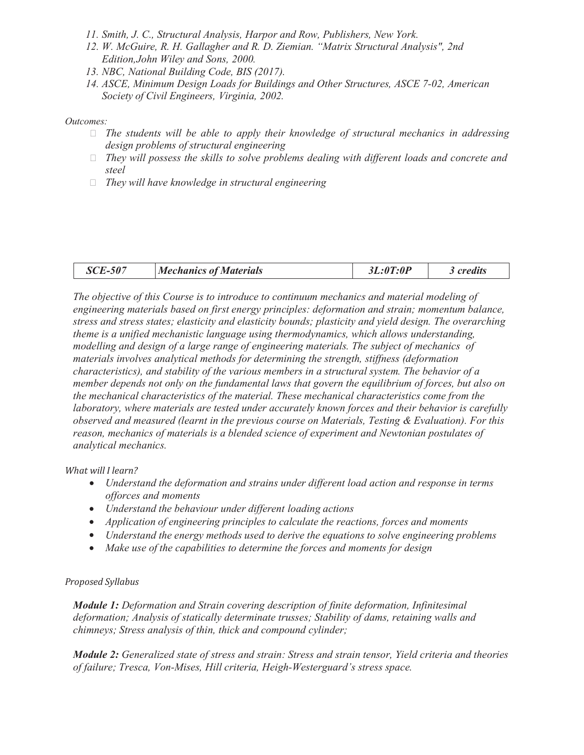11. *Smith, J. C., Structural Analysis, Harpor and Row, Publishers, New York.*
12. *W. McGuire, R. H. Gallagher and R. D. Ziemian. "Matrix Structural Analysis", 2nd Edition,John Wiley and Sons, 2000.*
13. *NBC, National Building Code, BIS (2017).*
14. *ASCE, Minimum Design Loads for Buildings and Other Structures, ASCE 7-02, American Society of Civil Engineers, Virginia, 2002.*

*Outcomes:*

- *The students will be able to apply their knowledge of structural mechanics in addressing design problems of structural engineering*
- *They will possess the skills to solve problems dealing with different loads and concrete and steel*
- *They will have knowledge in structural engineering*

| | | | |
|---|---|---|---|
| ***SCE-507*** | ***Mechanics of Materials*** | ***3L:0T:0P*** | ***3 credits*** |

*The objective of this Course is to introduce to continuum mechanics and material modeling of engineering materials based on first energy principles: deformation and strain; momentum balance, stress and stress states; elasticity and elasticity bounds; plasticity and yield design. The overarching theme is a unified mechanistic language using thermodynamics, which allows understanding, modelling and design of a large range of engineering materials. The subject of mechanics of materials involves analytical methods for determining the strength, stiffness (deformation characteristics), and stability of the various members in a structural system. The behavior of a member depends not only on the fundamental laws that govern the equilibrium of forces, but also on the mechanical characteristics of the material. These mechanical characteristics come from the laboratory, where materials are tested under accurately known forces and their behavior is carefully observed and measured (learnt in the previous course on Materials, Testing & Evaluation). For this reason, mechanics of materials is a blended science of experiment and Newtonian postulates of analytical mechanics.*

*What will I learn?*

- *Understand the deformation and strains under different load action and response in terms offorces and moments*
- *Understand the behaviour under different loading actions*
- *Application of engineering principles to calculate the reactions, forces and moments*
- *Understand the energy methods used to derive the equations to solve engineering problems*
- *Make use of the capabilities to determine the forces and moments for design*

*Proposed Syllabus*

***Module 1:*** *Deformation and Strain covering description of finite deformation, Infinitesimal deformation; Analysis of statically determinate trusses; Stability of dams, retaining walls and chimneys; Stress analysis of thin, thick and compound cylinder;*

***Module 2:*** *Generalized state of stress and strain: Stress and strain tensor, Yield criteria and theories of failure; Tresca, Von-Mises, Hill criteria, Heigh-Westerguard's stress space.*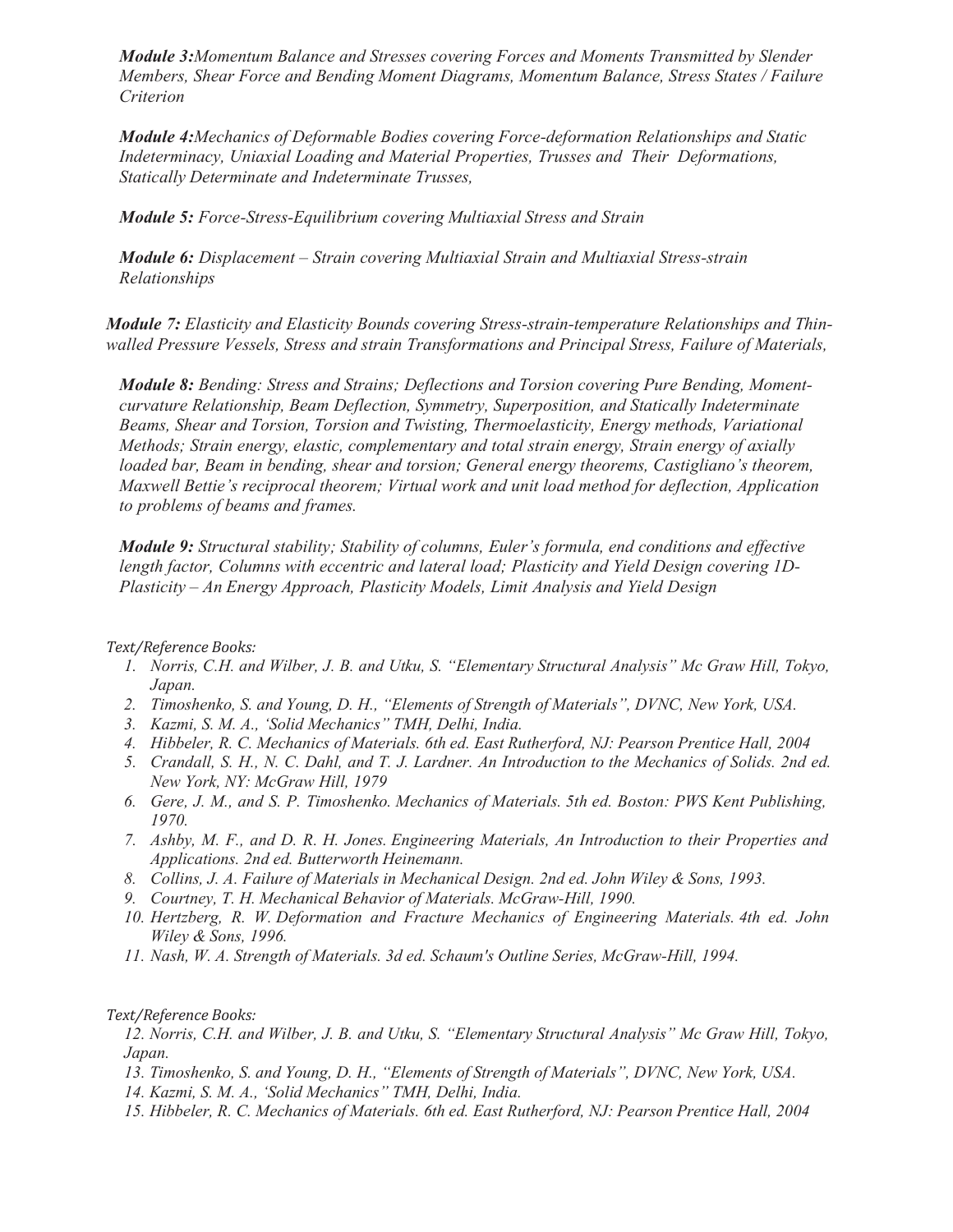***Module 3:****Momentum Balance and Stresses covering Forces and Moments Transmitted by Slender Members, Shear Force and Bending Moment Diagrams, Momentum Balance, Stress States / Failure Criterion*

***Module 4:****Mechanics of Deformable Bodies covering Force-deformation Relationships and Static Indeterminacy, Uniaxial Loading and Material Properties, Trusses and Their Deformations, Statically Determinate and Indeterminate Trusses,*

***Module 5:*** *Force-Stress-Equilibrium covering Multiaxial Stress and Strain*

***Module 6:*** *Displacement – Strain covering Multiaxial Strain and Multiaxial Stress-strain Relationships*

***Module 7:*** *Elasticity and Elasticity Bounds covering Stress-strain-temperature Relationships and Thin-walled Pressure Vessels, Stress and strain Transformations and Principal Stress, Failure of Materials,*

***Module 8:*** *Bending: Stress and Strains; Deflections and Torsion covering Pure Bending, Moment-curvature Relationship, Beam Deflection, Symmetry, Superposition, and Statically Indeterminate Beams, Shear and Torsion, Torsion and Twisting, Thermoelasticity, Energy methods, Variational Methods; Strain energy, elastic, complementary and total strain energy, Strain energy of axially loaded bar, Beam in bending, shear and torsion; General energy theorems, Castigliano's theorem, Maxwell Bettie's reciprocal theorem; Virtual work and unit load method for deflection, Application to problems of beams and frames.*

***Module 9:*** *Structural stability; Stability of columns, Euler's formula, end conditions and effective length factor, Columns with eccentric and lateral load; Plasticity and Yield Design covering 1D-Plasticity – An Energy Approach, Plasticity Models, Limit Analysis and Yield Design*

*Text/Reference Books:*

1. *Norris, C.H. and Wilber, J. B. and Utku, S. "Elementary Structural Analysis" Mc Graw Hill, Tokyo, Japan.*
2. *Timoshenko, S. and Young, D. H., "Elements of Strength of Materials", DVNC, New York, USA.*
3. *Kazmi, S. M. A., 'Solid Mechanics" TMH, Delhi, India.*
4. *Hibbeler, R. C. Mechanics of Materials. 6th ed. East Rutherford, NJ: Pearson Prentice Hall, 2004*
5. *Crandall, S. H., N. C. Dahl, and T. J. Lardner. An Introduction to the Mechanics of Solids. 2nd ed. New York, NY: McGraw Hill, 1979*
6. *Gere, J. M., and S. P. Timoshenko. Mechanics of Materials. 5th ed. Boston: PWS Kent Publishing, 1970.*
7. *Ashby, M. F., and D. R. H. Jones. Engineering Materials, An Introduction to their Properties and Applications. 2nd ed. Butterworth Heinemann.*
8. *Collins, J. A. Failure of Materials in Mechanical Design. 2nd ed. John Wiley & Sons, 1993.*
9. *Courtney, T. H. Mechanical Behavior of Materials. McGraw-Hill, 1990.*
10. *Hertzberg, R. W. Deformation and Fracture Mechanics of Engineering Materials. 4th ed. John Wiley & Sons, 1996.*
11. *Nash, W. A. Strength of Materials. 3d ed. Schaum's Outline Series, McGraw-Hill, 1994.*

*Text/Reference Books:*

12. *Norris, C.H. and Wilber, J. B. and Utku, S. "Elementary Structural Analysis" Mc Graw Hill, Tokyo, Japan.*
13. *Timoshenko, S. and Young, D. H., "Elements of Strength of Materials", DVNC, New York, USA.*
14. *Kazmi, S. M. A., 'Solid Mechanics" TMH, Delhi, India.*
15. *Hibbeler, R. C. Mechanics of Materials. 6th ed. East Rutherford, NJ: Pearson Prentice Hall, 2004*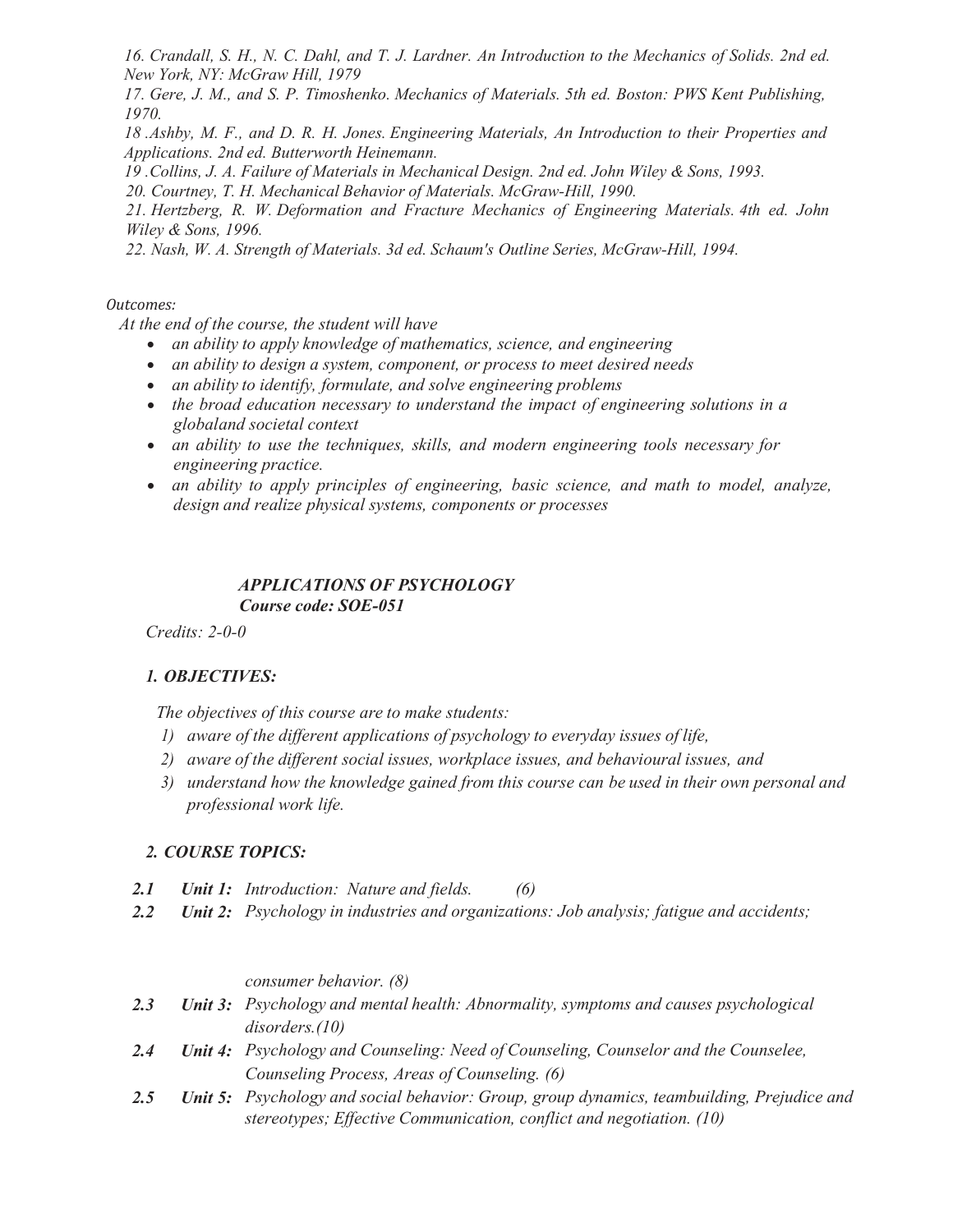*16. Crandall, S. H., N. C. Dahl, and T. J. Lardner. An Introduction to the Mechanics of Solids. 2nd ed. New York, NY: McGraw Hill, 1979*

*17. Gere, J. M., and S. P. Timoshenko. Mechanics of Materials. 5th ed. Boston: PWS Kent Publishing, 1970.*

*18 .Ashby, M. F., and D. R. H. Jones. Engineering Materials, An Introduction to their Properties and Applications. 2nd ed. Butterworth Heinemann.*

*19 .Collins, J. A. Failure of Materials in Mechanical Design. 2nd ed. John Wiley & Sons, 1993.*

*20. Courtney, T. H. Mechanical Behavior of Materials. McGraw-Hill, 1990.*

*21. Hertzberg, R. W. Deformation and Fracture Mechanics of Engineering Materials. 4th ed. John Wiley & Sons, 1996.*

*22. Nash, W. A. Strength of Materials. 3d ed. Schaum's Outline Series, McGraw-Hill, 1994.*

*Outcomes:*

*At the end of the course, the student will have*

- *an ability to apply knowledge of mathematics, science, and engineering*
- *an ability to design a system, component, or process to meet desired needs*
- *an ability to identify, formulate, and solve engineering problems*
- *the broad education necessary to understand the impact of engineering solutions in a globaland societal context*
- *an ability to use the techniques, skills, and modern engineering tools necessary for engineering practice.*
- *an ability to apply principles of engineering, basic science, and math to model, analyze, design and realize physical systems, components or processes*

## *APPLICATIONS OF PSYCHOLOGY*
### *Course code: SOE-051*

*Credits: 2-0-0*

### *1. OBJECTIVES:*

*The objectives of this course are to make students:*

1) *aware of the different applications of psychology to everyday issues of life,*
2) *aware of the different social issues, workplace issues, and behavioural issues, and*
3) *understand how the knowledge gained from this course can be used in their own personal and professional work life.*

### *2. COURSE TOPICS:*

**2.1** ***Unit 1:*** *Introduction: Nature and fields. (6)*

**2.2** ***Unit 2:*** *Psychology in industries and organizations: Job analysis; fatigue and accidents; consumer behavior. (8)*

**2.3** ***Unit 3:*** *Psychology and mental health: Abnormality, symptoms and causes psychological disorders.(10)*

**2.4** ***Unit 4:*** *Psychology and Counseling: Need of Counseling, Counselor and the Counselee, Counseling Process, Areas of Counseling. (6)*

**2.5** ***Unit 5:*** *Psychology and social behavior: Group, group dynamics, teambuilding, Prejudice and stereotypes; Effective Communication, conflict and negotiation. (10)*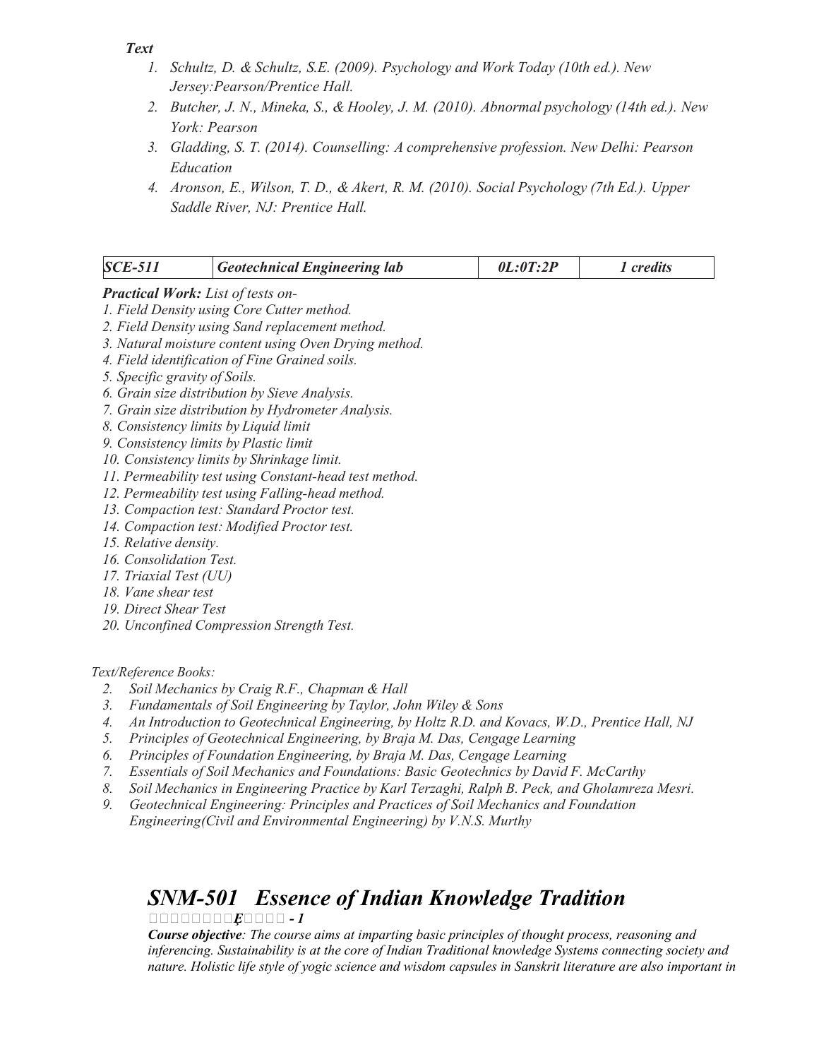***Text***

1. *Schultz, D. & Schultz, S.E. (2009). Psychology and Work Today (10th ed.). New Jersey:Pearson/Prentice Hall.*
2. *Butcher, J. N., Mineka, S., & Hooley, J. M. (2010). Abnormal psychology (14th ed.). New York: Pearson*
3. *Gladding, S. T. (2014). Counselling: A comprehensive profession. New Delhi: Pearson Education*
4. *Aronson, E., Wilson, T. D., & Akert, R. M. (2010). Social Psychology (7th Ed.). Upper Saddle River, NJ: Prentice Hall.*

| | | | |
|---|---|---|---|
| ***SCE-511*** | ***Geotechnical Engineering lab*** | ***0L:0T:2P*** | ***1 credits*** |

***Practical Work:*** *List of tests on-*

1. *Field Density using Core Cutter method.*
2. *Field Density using Sand replacement method.*
3. *Natural moisture content using Oven Drying method.*
4. *Field identification of Fine Grained soils.*
5. *Specific gravity of Soils.*
6. *Grain size distribution by Sieve Analysis.*
7. *Grain size distribution by Hydrometer Analysis.*
8. *Consistency limits by Liquid limit*
9. *Consistency limits by Plastic limit*
10. *Consistency limits by Shrinkage limit.*
11. *Permeability test using Constant-head test method.*
12. *Permeability test using Falling-head method.*
13. *Compaction test: Standard Proctor test.*
14. *Compaction test: Modified Proctor test.*
15. *Relative density.*
16. *Consolidation Test.*
17. *Triaxial Test (UU)*
18. *Vane shear test*
19. *Direct Shear Test*
20. *Unconfined Compression Strength Test.*

*Text/Reference Books:*

2. *Soil Mechanics by Craig R.F., Chapman & Hall*
3. *Fundamentals of Soil Engineering by Taylor, John Wiley & Sons*
4. *An Introduction to Geotechnical Engineering, by Holtz R.D. and Kovacs, W.D., Prentice Hall, NJ*
5. *Principles of Geotechnical Engineering, by Braja M. Das, Cengage Learning*
6. *Principles of Foundation Engineering, by Braja M. Das, Cengage Learning*
7. *Essentials of Soil Mechanics and Foundations: Basic Geotechnics by David F. McCarthy*
8. *Soil Mechanics in Engineering Practice by Karl Terzaghi, Ralph B. Peck, and Gholamreza Mesri.*
9. *Geotechnical Engineering: Principles and Practices of Soil Mechanics and Foundation Engineering(Civil and Environmental Engineering) by V.N.S. Murthy*

# *SNM-501 Essence of Indian Knowledge Tradition*

***- 1***

***Course objective****: The course aims at imparting basic principles of thought process, reasoning and inferencing. Sustainability is at the core of Indian Traditional knowledge Systems connecting society and nature. Holistic life style of yogic science and wisdom capsules in Sanskrit literature are also important in*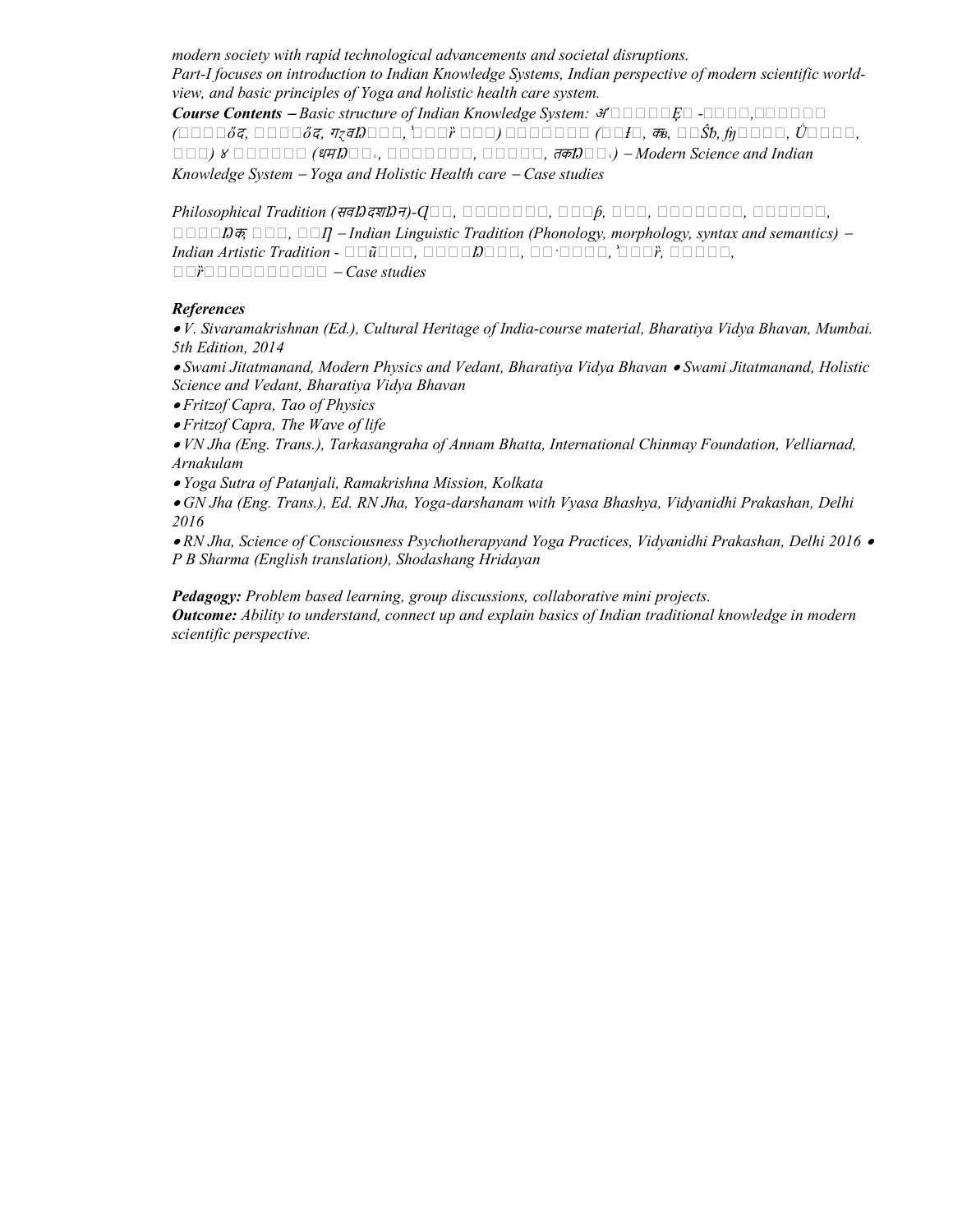*modern society with rapid technological advancements and societal disruptions.*

*Part-I focuses on introduction to Indian Knowledge Systems, Indian perspective of modern scientific world-view, and basic principles of Yoga and holistic health care system.*

***Course Contents*** *– Basic structure of Indian Knowledge System: अ□□□□□Ę□ -□□□□,□□□□□□ (□□□□őद, □□□□őद, गzवΩ□□□, ॑□□□ṙ □□□) □□□□□□□ (□□ɪ□, क्ष, □□Ŝb, ñŋ□□□□, Ǜ□□□□, □□□) ४ □□□□□□ (धमΩ□□◌ृ, □□□□□□□, □□□□□, तकΩ□□◌ृ) – Modern Science and Indian Knowledge System – Yoga and Holistic Health care – Case studies*

*Philosophical Tradition (सवΩदशΩन)-Q□□, □□□□□□□, □□□ß, □□□, □□□□□□□, □□□□□□, □□□□Ωक् □□□, □□Ŋ – Indian Linguistic Tradition (Phonology, morphology, syntax and semantics) – Indian Artistic Tradition - □□ũ□□□, □□□□Ω□□□, □□·□□□□, ॑□□□ṙ, □□□□□, □□ṙ□□□□□□□□□□□ – Case studies*

***References***

- *V. Sivaramakrishnan (Ed.), Cultural Heritage of India-course material, Bharatiya Vidya Bhavan, Mumbai. 5th Edition, 2014*
- *Swami Jitatmanand, Modern Physics and Vedant, Bharatiya Vidya Bhavan* • *Swami Jitatmanand, Holistic Science and Vedant, Bharatiya Vidya Bhavan*
- *Fritzof Capra, Tao of Physics*
- *Fritzof Capra, The Wave of life*
- *VN Jha (Eng. Trans.), Tarkasangraha of Annam Bhatta, International Chinmay Foundation, Velliarnad, Arnakulam*
- *Yoga Sutra of Patanjali, Ramakrishna Mission, Kolkata*
- *GN Jha (Eng. Trans.), Ed. RN Jha, Yoga-darshanam with Vyasa Bhashya, Vidyanidhi Prakashan, Delhi 2016*
- *RN Jha, Science of Consciousness Psychotherapyand Yoga Practices, Vidyanidhi Prakashan, Delhi 2016* •
*P B Sharma (English translation), Shodashang Hridayan*

***Pedagogy:*** *Problem based learning, group discussions, collaborative mini projects.*

***Outcome:*** *Ability to understand, connect up and explain basics of Indian traditional knowledge in modern scientific perspective.*